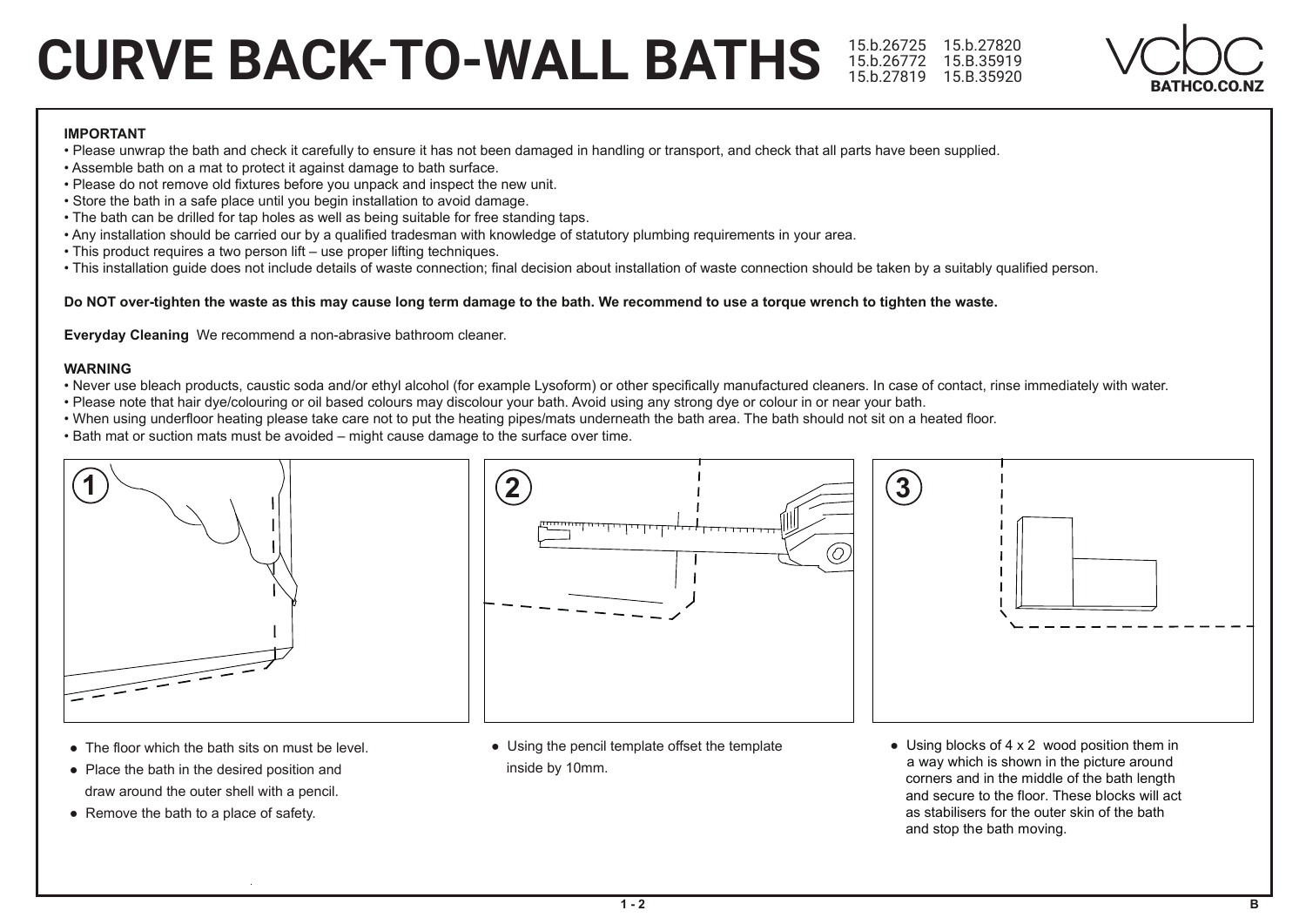# CURVE BACK-TO-WALL BATHS

15.b.26725 15.b.27820
15.b.26772 15.B.35919
15.b.27819 15.B.35920

vcbc BATHCO.CO.NZ

**IMPORTANT**

- Please unwrap the bath and check it carefully to ensure it has not been damaged in handling or transport, and check that all parts have been supplied.
- Assemble bath on a mat to protect it against damage to bath surface.
- Please do not remove old fixtures before you unpack and inspect the new unit.
- Store the bath in a safe place until you begin installation to avoid damage.
- The bath can be drilled for tap holes as well as being suitable for free standing taps.
- Any installation should be carried our by a qualified tradesman with knowledge of statutory plumbing requirements in your area.
- This product requires a two person lift – use proper lifting techniques.
- This installation guide does not include details of waste connection; final decision about installation of waste connection should be taken by a suitably qualified person.

**Do NOT over-tighten the waste as this may cause long term damage to the bath. We recommend to use a torque wrench to tighten the waste.**

**Everyday Cleaning** We recommend a non-abrasive bathroom cleaner.

**WARNING**

- Never use bleach products, caustic soda and/or ethyl alcohol (for example Lysoform) or other specifically manufactured cleaners. In case of contact, rinse immediately with water.
- Please note that hair dye/colouring or oil based colours may discolour your bath. Avoid using any strong dye or colour in or near your bath.
- When using underfloor heating please take care not to put the heating pipes/mats underneath the bath area. The bath should not sit on a heated floor.
- Bath mat or suction mats must be avoided – might cause damage to the surface over time.

**1**

- The floor which the bath sits on must be level.
- Place the bath in the desired position and draw around the outer shell with a pencil.
- Remove the bath to a place of safety.

**2**

- Using the pencil template offset the template inside by 10mm.

**3**

- Using blocks of 4 x 2 wood position them in a way which is shown in the picture around corners and in the middle of the bath length and secure to the floor. These blocks will act as stabilisers for the outer skin of the bath and stop the bath moving.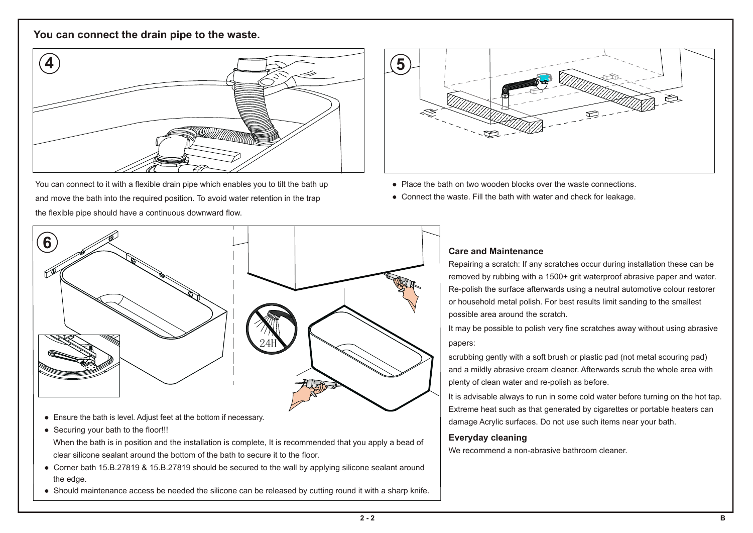## You can connect the drain pipe to the waste.

You can connect to it with a flexible drain pipe which enables you to tilt the bath up and move the bath into the required position. To avoid water retention in the trap the flexible pipe should have a continuous downward flow.

- Place the bath on two wooden blocks over the waste connections.
- Connect the waste. Fill the bath with water and check for leakage.

- Ensure the bath is level. Adjust feet at the bottom if necessary.
- Securing your bath to the floor!!!
  When the bath is in position and the installation is complete, It is recommended that you apply a bead of clear silicone sealant around the bottom of the bath to secure it to the floor.
- Corner bath 15.B.27819 & 15.B.27819 should be secured to the wall by applying silicone sealant around the edge.
- Should maintenance access be needed the silicone can be released by cutting round it with a sharp knife.

### Care and Maintenance

Repairing a scratch: If any scratches occur during installation these can be removed by rubbing with a 1500+ grit waterproof abrasive paper and water. Re-polish the surface afterwards using a neutral automotive colour restorer or household metal polish. For best results limit sanding to the smallest possible area around the scratch.

It may be possible to polish very fine scratches away without using abrasive papers:

scrubbing gently with a soft brush or plastic pad (not metal scouring pad) and a mildly abrasive cream cleaner. Afterwards scrub the whole area with plenty of clean water and re-polish as before.

It is advisable always to run in some cold water before turning on the hot tap. Extreme heat such as that generated by cigarettes or portable heaters can damage Acrylic surfaces. Do not use such items near your bath.

### Everyday cleaning

We recommend a non-abrasive bathroom cleaner.